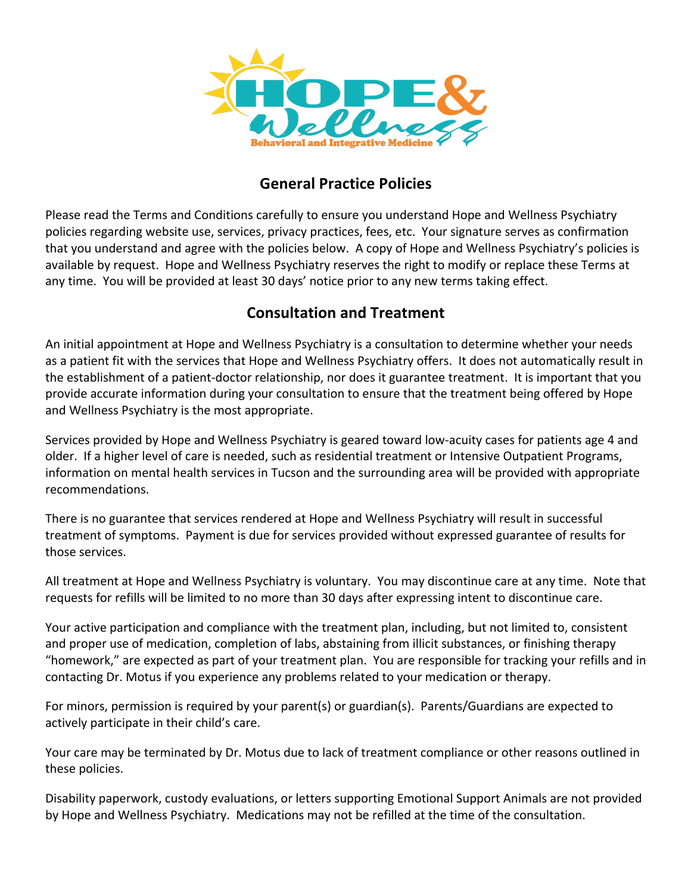## General Practice Policies

Please read the Terms and Conditions carefully to ensure you understand Hope and Wellness Psychiatry policies regarding website use, services, privacy practices, fees, etc. Your signature serves as confirmation that you understand and agree with the policies below. A copy of Hope and Wellness Psychiatry's policies is available by request. Hope and Wellness Psychiatry reserves the right to modify or replace these Terms at any time. You will be provided at least 30 days' notice prior to any new terms taking effect.

## Consultation and Treatment

An initial appointment at Hope and Wellness Psychiatry is a consultation to determine whether your needs as a patient fit with the services that Hope and Wellness Psychiatry offers. It does not automatically result in the establishment of a patient-doctor relationship, nor does it guarantee treatment. It is important that you provide accurate information during your consultation to ensure that the treatment being offered by Hope and Wellness Psychiatry is the most appropriate.

Services provided by Hope and Wellness Psychiatry is geared toward low-acuity cases for patients age 4 and older. If a higher level of care is needed, such as residential treatment or Intensive Outpatient Programs, information on mental health services in Tucson and the surrounding area will be provided with appropriate recommendations.

There is no guarantee that services rendered at Hope and Wellness Psychiatry will result in successful treatment of symptoms. Payment is due for services provided without expressed guarantee of results for those services.

All treatment at Hope and Wellness Psychiatry is voluntary. You may discontinue care at any time. Note that requests for refills will be limited to no more than 30 days after expressing intent to discontinue care.

Your active participation and compliance with the treatment plan, including, but not limited to, consistent and proper use of medication, completion of labs, abstaining from illicit substances, or finishing therapy "homework," are expected as part of your treatment plan. You are responsible for tracking your refills and in contacting Dr. Motus if you experience any problems related to your medication or therapy.

For minors, permission is required by your parent(s) or guardian(s). Parents/Guardians are expected to actively participate in their child's care.

Your care may be terminated by Dr. Motus due to lack of treatment compliance or other reasons outlined in these policies.

Disability paperwork, custody evaluations, or letters supporting Emotional Support Animals are not provided by Hope and Wellness Psychiatry. Medications may not be refilled at the time of the consultation.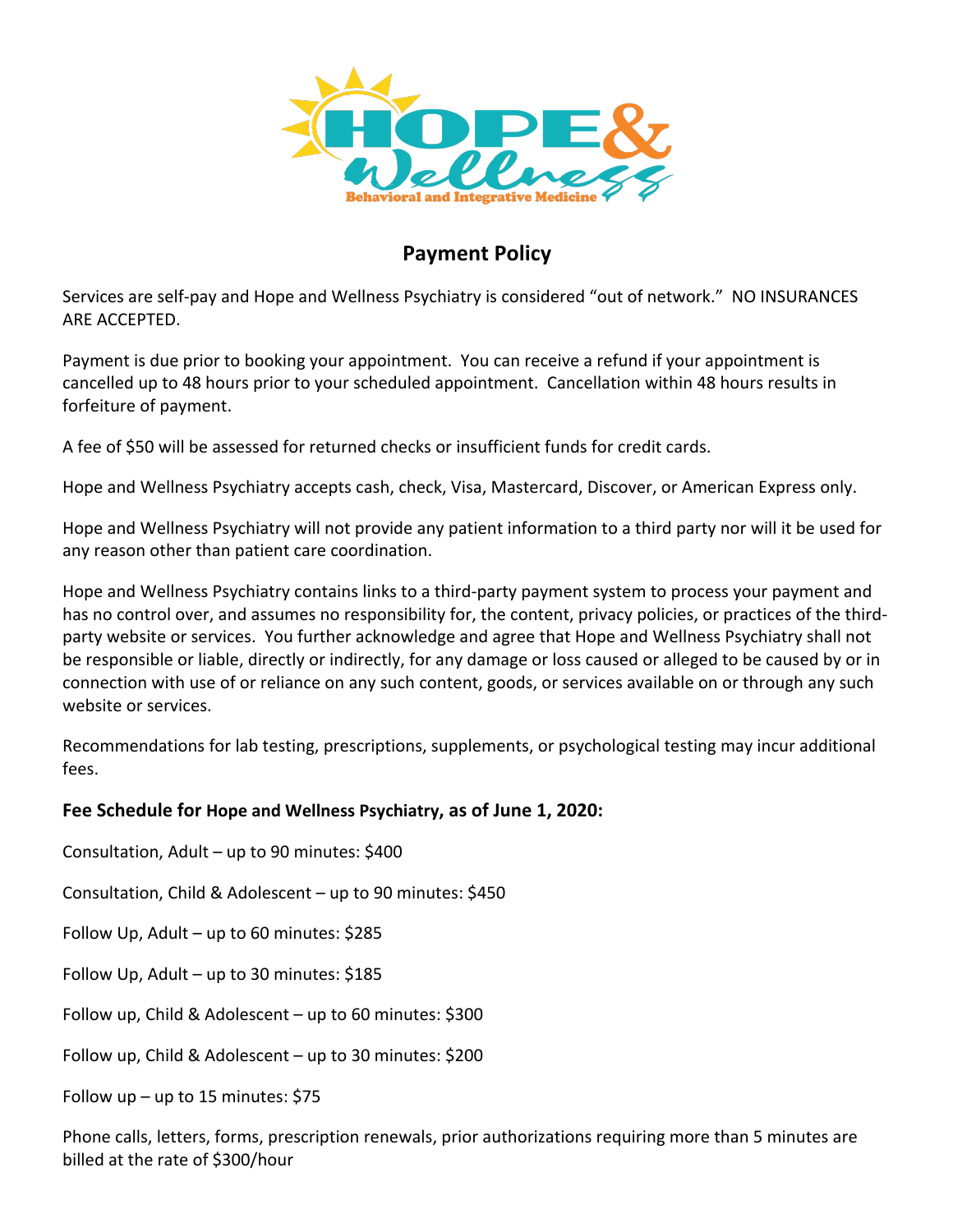# Payment Policy

Services are self-pay and Hope and Wellness Psychiatry is considered "out of network." NO INSURANCES ARE ACCEPTED.

Payment is due prior to booking your appointment. You can receive a refund if your appointment is cancelled up to 48 hours prior to your scheduled appointment. Cancellation within 48 hours results in forfeiture of payment.

A fee of $50 will be assessed for returned checks or insufficient funds for credit cards.

Hope and Wellness Psychiatry accepts cash, check, Visa, Mastercard, Discover, or American Express only.

Hope and Wellness Psychiatry will not provide any patient information to a third party nor will it be used for any reason other than patient care coordination.

Hope and Wellness Psychiatry contains links to a third-party payment system to process your payment and has no control over, and assumes no responsibility for, the content, privacy policies, or practices of the third-party website or services. You further acknowledge and agree that Hope and Wellness Psychiatry shall not be responsible or liable, directly or indirectly, for any damage or loss caused or alleged to be caused by or in connection with use of or reliance on any such content, goods, or services available on or through any such website or services.

Recommendations for lab testing, prescriptions, supplements, or psychological testing may incur additional fees.

**Fee Schedule for Hope and Wellness Psychiatry, as of June 1, 2020:**

Consultation, Adult – up to 90 minutes: $400

Consultation, Child & Adolescent – up to 90 minutes: $450

Follow Up, Adult – up to 60 minutes: $285

Follow Up, Adult – up to 30 minutes: $185

Follow up, Child & Adolescent – up to 60 minutes: $300

Follow up, Child & Adolescent – up to 30 minutes: $200

Follow up – up to 15 minutes: $75

Phone calls, letters, forms, prescription renewals, prior authorizations requiring more than 5 minutes are billed at the rate of $300/hour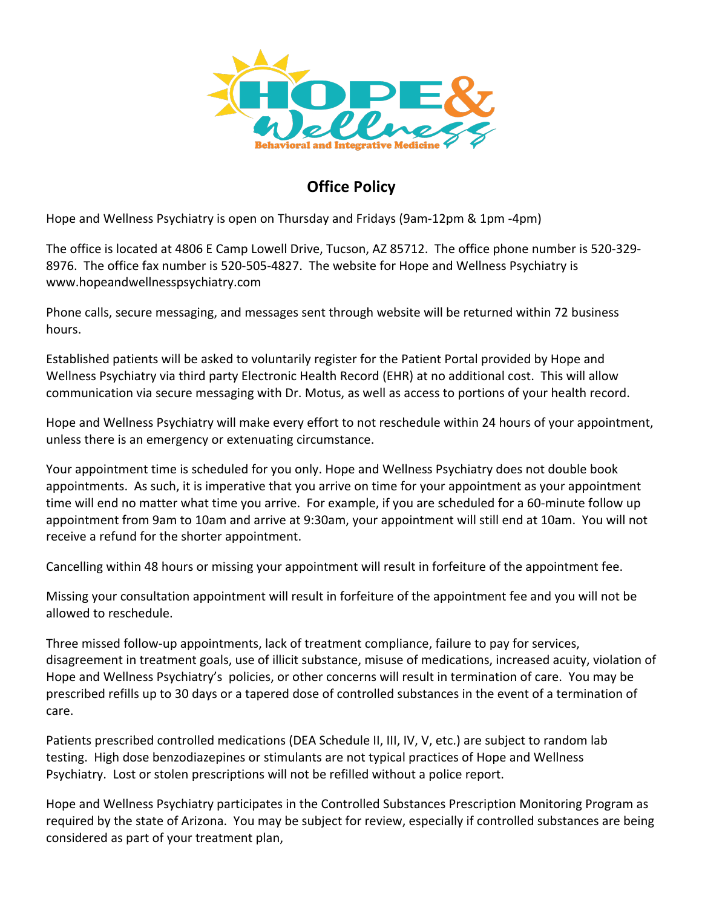# Office Policy

Hope and Wellness Psychiatry is open on Thursday and Fridays (9am-12pm & 1pm -4pm)

The office is located at 4806 E Camp Lowell Drive, Tucson, AZ 85712. The office phone number is 520-329-8976. The office fax number is 520-505-4827. The website for Hope and Wellness Psychiatry is www.hopeandwellnesspsychiatry.com

Phone calls, secure messaging, and messages sent through website will be returned within 72 business hours.

Established patients will be asked to voluntarily register for the Patient Portal provided by Hope and Wellness Psychiatry via third party Electronic Health Record (EHR) at no additional cost. This will allow communication via secure messaging with Dr. Motus, as well as access to portions of your health record.

Hope and Wellness Psychiatry will make every effort to not reschedule within 24 hours of your appointment, unless there is an emergency or extenuating circumstance.

Your appointment time is scheduled for you only. Hope and Wellness Psychiatry does not double book appointments. As such, it is imperative that you arrive on time for your appointment as your appointment time will end no matter what time you arrive. For example, if you are scheduled for a 60-minute follow up appointment from 9am to 10am and arrive at 9:30am, your appointment will still end at 10am. You will not receive a refund for the shorter appointment.

Cancelling within 48 hours or missing your appointment will result in forfeiture of the appointment fee.

Missing your consultation appointment will result in forfeiture of the appointment fee and you will not be allowed to reschedule.

Three missed follow-up appointments, lack of treatment compliance, failure to pay for services, disagreement in treatment goals, use of illicit substance, misuse of medications, increased acuity, violation of Hope and Wellness Psychiatry's policies, or other concerns will result in termination of care. You may be prescribed refills up to 30 days or a tapered dose of controlled substances in the event of a termination of care.

Patients prescribed controlled medications (DEA Schedule II, III, IV, V, etc.) are subject to random lab testing. High dose benzodiazepines or stimulants are not typical practices of Hope and Wellness Psychiatry. Lost or stolen prescriptions will not be refilled without a police report.

Hope and Wellness Psychiatry participates in the Controlled Substances Prescription Monitoring Program as required by the state of Arizona. You may be subject for review, especially if controlled substances are being considered as part of your treatment plan,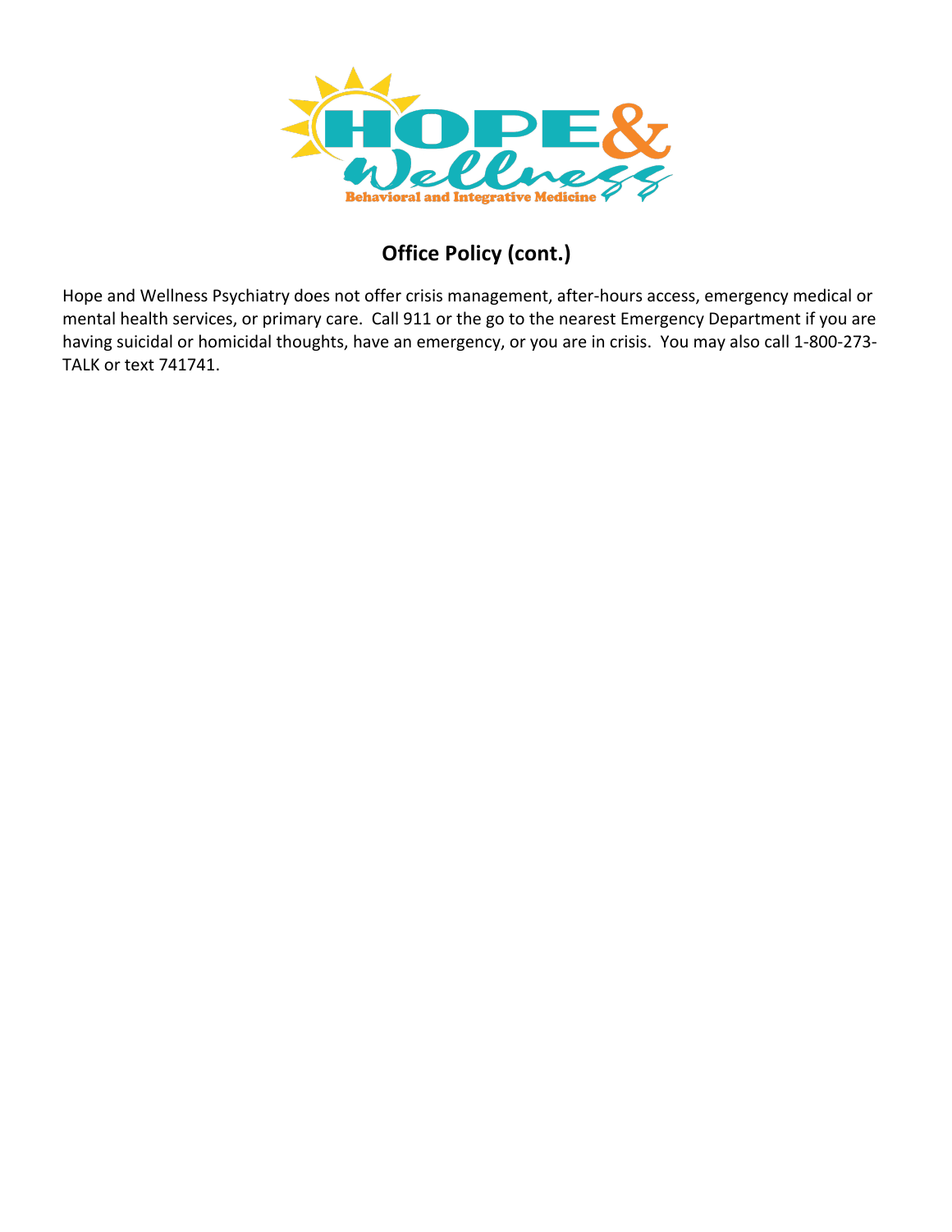## Office Policy (cont.)

Hope and Wellness Psychiatry does not offer crisis management, after-hours access, emergency medical or mental health services, or primary care. Call 911 or the go to the nearest Emergency Department if you are having suicidal or homicidal thoughts, have an emergency, or you are in crisis. You may also call 1-800-273-TALK or text 741741.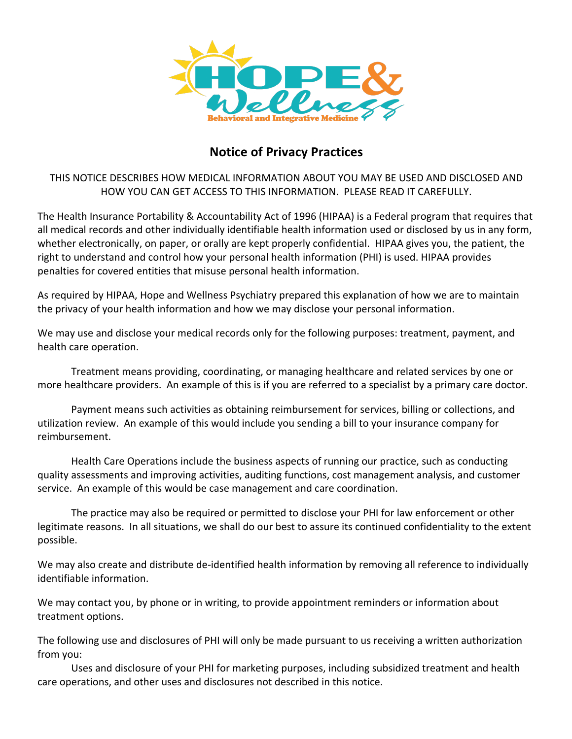# Notice of Privacy Practices

THIS NOTICE DESCRIBES HOW MEDICAL INFORMATION ABOUT YOU MAY BE USED AND DISCLOSED AND HOW YOU CAN GET ACCESS TO THIS INFORMATION. PLEASE READ IT CAREFULLY.

The Health Insurance Portability & Accountability Act of 1996 (HIPAA) is a Federal program that requires that all medical records and other individually identifiable health information used or disclosed by us in any form, whether electronically, on paper, or orally are kept properly confidential. HIPAA gives you, the patient, the right to understand and control how your personal health information (PHI) is used. HIPAA provides penalties for covered entities that misuse personal health information.

As required by HIPAA, Hope and Wellness Psychiatry prepared this explanation of how we are to maintain the privacy of your health information and how we may disclose your personal information.

We may use and disclose your medical records only for the following purposes: treatment, payment, and health care operation.

Treatment means providing, coordinating, or managing healthcare and related services by one or more healthcare providers. An example of this is if you are referred to a specialist by a primary care doctor.

Payment means such activities as obtaining reimbursement for services, billing or collections, and utilization review. An example of this would include you sending a bill to your insurance company for reimbursement.

Health Care Operations include the business aspects of running our practice, such as conducting quality assessments and improving activities, auditing functions, cost management analysis, and customer service. An example of this would be case management and care coordination.

The practice may also be required or permitted to disclose your PHI for law enforcement or other legitimate reasons. In all situations, we shall do our best to assure its continued confidentiality to the extent possible.

We may also create and distribute de-identified health information by removing all reference to individually identifiable information.

We may contact you, by phone or in writing, to provide appointment reminders or information about treatment options.

The following use and disclosures of PHI will only be made pursuant to us receiving a written authorization from you:

Uses and disclosure of your PHI for marketing purposes, including subsidized treatment and health care operations, and other uses and disclosures not described in this notice.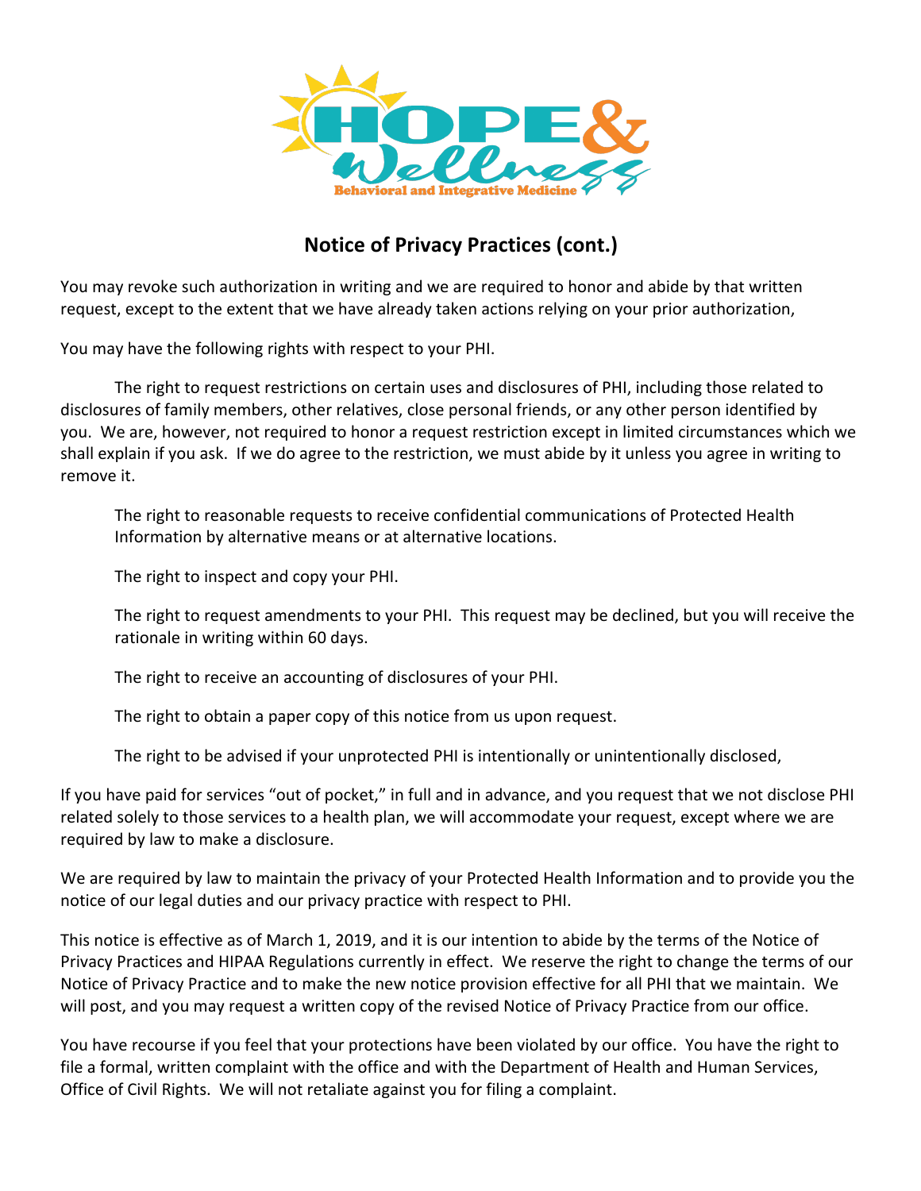## Notice of Privacy Practices (cont.)

You may revoke such authorization in writing and we are required to honor and abide by that written request, except to the extent that we have already taken actions relying on your prior authorization,

You may have the following rights with respect to your PHI.

The right to request restrictions on certain uses and disclosures of PHI, including those related to disclosures of family members, other relatives, close personal friends, or any other person identified by you. We are, however, not required to honor a request restriction except in limited circumstances which we shall explain if you ask. If we do agree to the restriction, we must abide by it unless you agree in writing to remove it.

The right to reasonable requests to receive confidential communications of Protected Health Information by alternative means or at alternative locations.

The right to inspect and copy your PHI.

The right to request amendments to your PHI. This request may be declined, but you will receive the rationale in writing within 60 days.

The right to receive an accounting of disclosures of your PHI.

The right to obtain a paper copy of this notice from us upon request.

The right to be advised if your unprotected PHI is intentionally or unintentionally disclosed,

If you have paid for services "out of pocket," in full and in advance, and you request that we not disclose PHI related solely to those services to a health plan, we will accommodate your request, except where we are required by law to make a disclosure.

We are required by law to maintain the privacy of your Protected Health Information and to provide you the notice of our legal duties and our privacy practice with respect to PHI.

This notice is effective as of March 1, 2019, and it is our intention to abide by the terms of the Notice of Privacy Practices and HIPAA Regulations currently in effect. We reserve the right to change the terms of our Notice of Privacy Practice and to make the new notice provision effective for all PHI that we maintain. We will post, and you may request a written copy of the revised Notice of Privacy Practice from our office.

You have recourse if you feel that your protections have been violated by our office. You have the right to file a formal, written complaint with the office and with the Department of Health and Human Services, Office of Civil Rights. We will not retaliate against you for filing a complaint.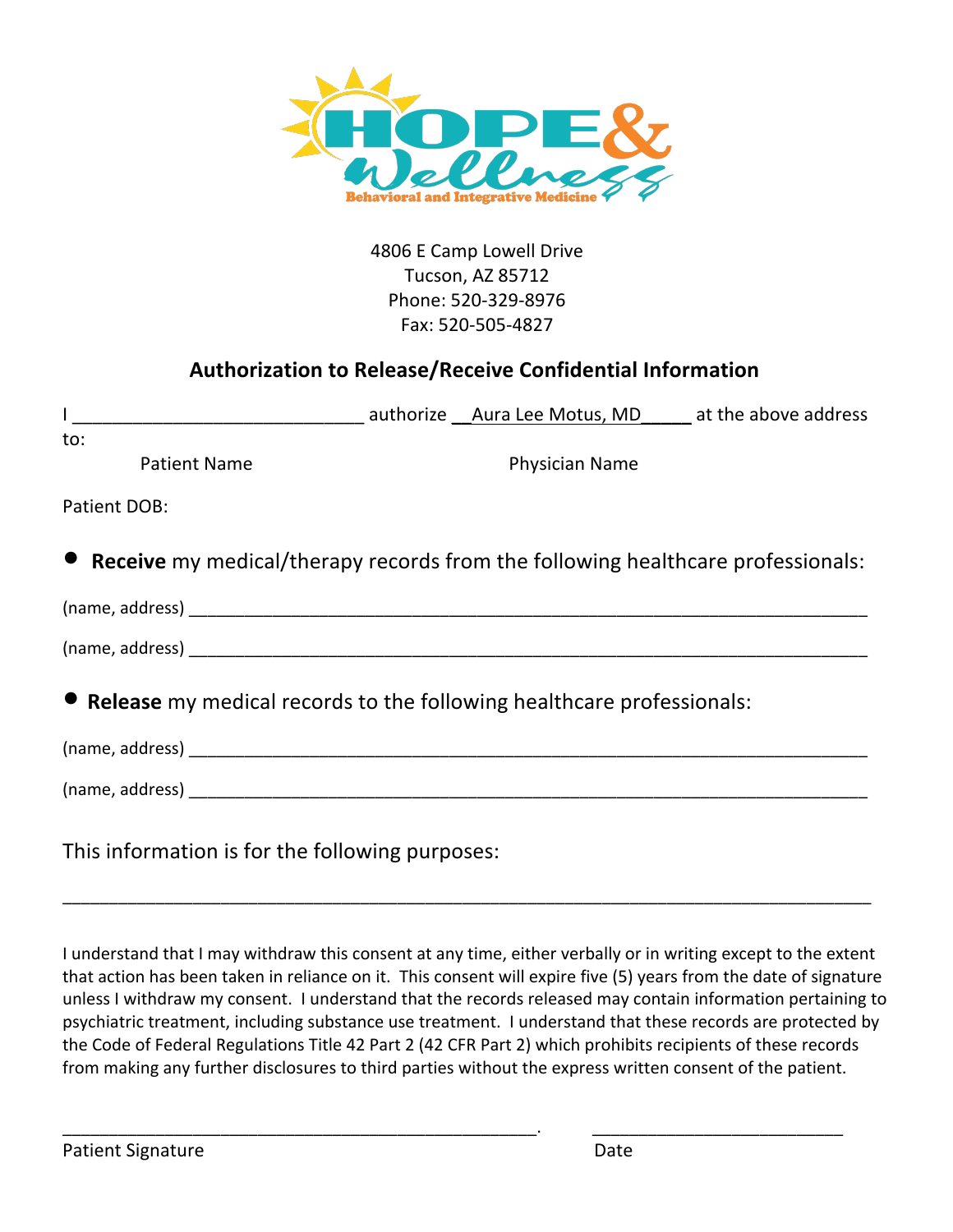HOPE & Wellness

Behavioral and Integrative Medicine

4806 E Camp Lowell Drive
Tucson, AZ 85712
Phone: 520-329-8976
Fax: 520-505-4827

## Authorization to Release/Receive Confidential Information

I ______________________________ authorize __Aura Lee Motus, MD_____ at the above address to:

Patient Name                                                    Physician Name

Patient DOB:

- **Receive** my medical/therapy records from the following healthcare professionals:

(name, address) ______________________________________________________________________

(name, address) ______________________________________________________________________

- **Release** my medical records to the following healthcare professionals:

(name, address) ______________________________________________________________________

(name, address) ______________________________________________________________________

This information is for the following purposes:

______________________________________________________________________________

I understand that I may withdraw this consent at any time, either verbally or in writing except to the extent that action has been taken in reliance on it. This consent will expire five (5) years from the date of signature unless I withdraw my consent. I understand that the records released may contain information pertaining to psychiatric treatment, including substance use treatment. I understand that these records are protected by the Code of Federal Regulations Title 42 Part 2 (42 CFR Part 2) which prohibits recipients of these records from making any further disclosures to third parties without the express written consent of the patient.

__________________________________________________.        __________________________

Patient Signature                                                                              Date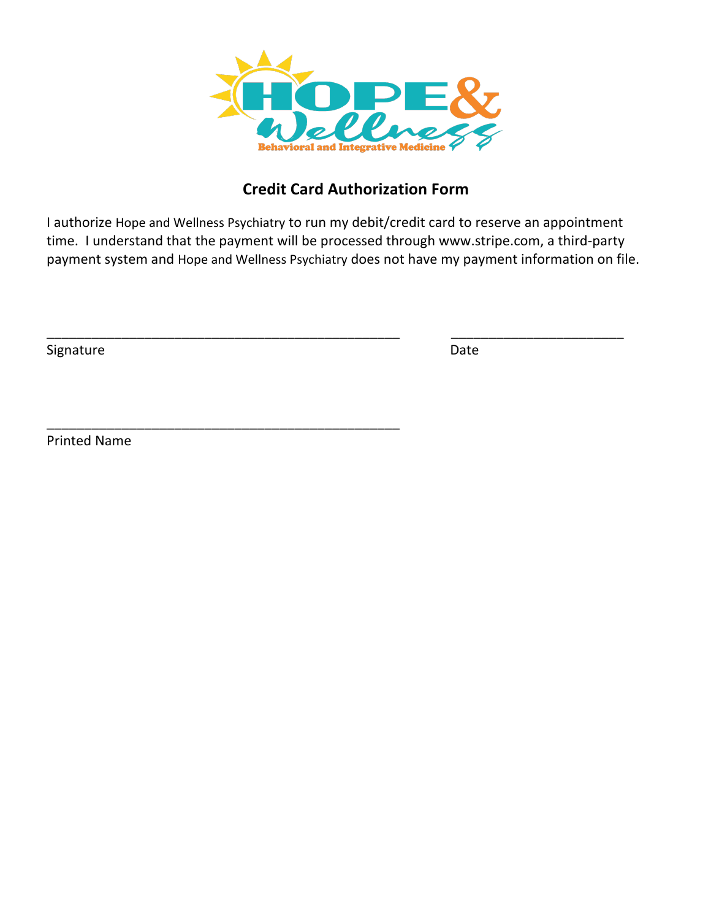HOPE & Wellness

Behavioral and Integrative Medicine

## Credit Card Authorization Form

I authorize Hope and Wellness Psychiatry to run my debit/credit card to reserve an appointment time. I understand that the payment will be processed through www.stripe.com, a third-party payment system and Hope and Wellness Psychiatry does not have my payment information on file.

_______________________________________________ ______________________

Signature Date

_______________________________________________

Printed Name